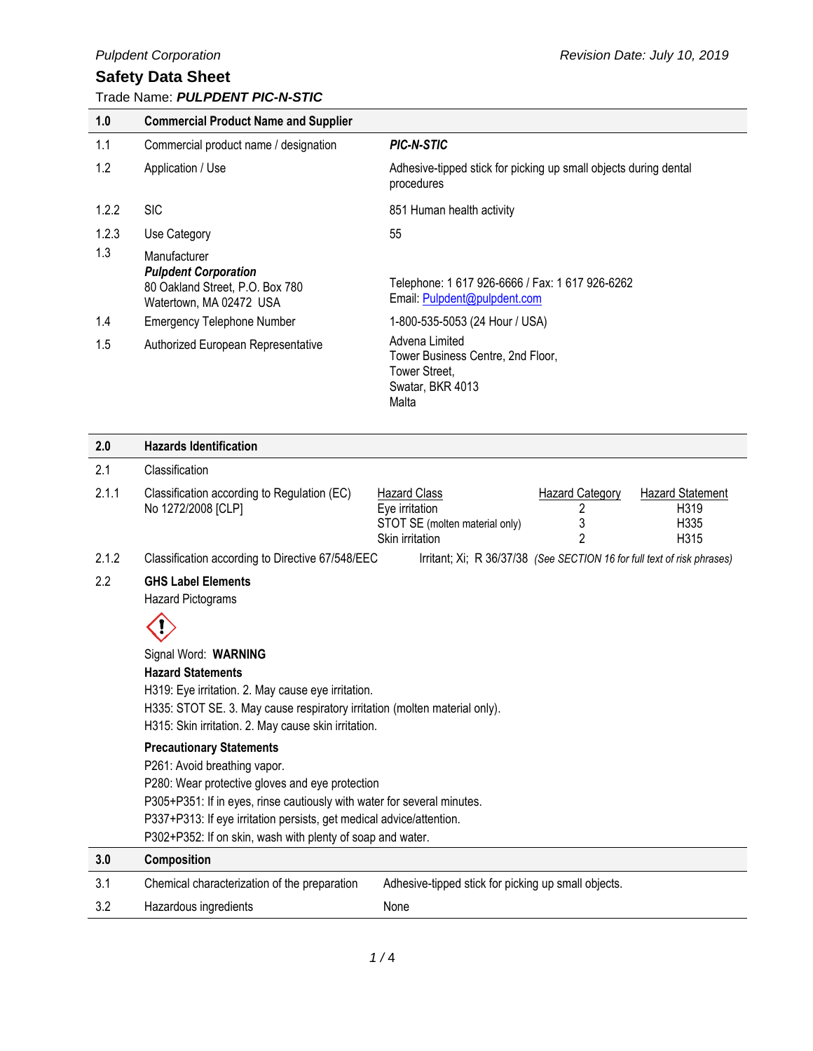Pulpdent Corporation

Revision Date: July 10, 2019

# Safety Data Sheet

Trade Name: ***PULPDENT PIC-N-STIC***

## 1.0 Commercial Product Name and Supplier

| | | |
|---|---|---|
| 1.1 | Commercial product name / designation | ***PIC-N-STIC*** |
| 1.2 | Application / Use | Adhesive-tipped stick for picking up small objects during dental procedures |
| 1.2.2 | SIC | 851 Human health activity |
| 1.2.3 | Use Category | 55 |
| 1.3 | Manufacturer<br>***Pulpdent Corporation***<br>80 Oakland Street, P.O. Box 780<br>Watertown, MA 02472 USA | Telephone: 1 617 926-6666 / Fax: 1 617 926-6262<br>Email: Pulpdent@pulpdent.com |
| 1.4 | Emergency Telephone Number | 1-800-535-5053 (24 Hour / USA) |
| 1.5 | Authorized European Representative | Advena Limited<br>Tower Business Centre, 2nd Floor,<br>Tower Street,<br>Swatar, BKR 4013<br>Malta |

## 2.0 Hazards Identification

2.1 Classification

2.1.1 Classification according to Regulation (EC) No 1272/2008 [CLP]

| Hazard Class | Hazard Category | Hazard Statement |
|---|---|---|
| Eye irritation | 2 | H319 |
| STOT SE (molten material only) | 3 | H335 |
| Skin irritation | 2 | H315 |

2.1.2 Classification according to Directive 67/548/EEC — Irritant; Xi; R 36/37/38 *(See SECTION 16 for full text of risk phrases)*

2.2 **GHS Label Elements**

Hazard Pictograms

Signal Word: **WARNING**

**Hazard Statements**

H319: Eye irritation. 2. May cause eye irritation.
H335: STOT SE. 3. May cause respiratory irritation (molten material only).
H315: Skin irritation. 2. May cause skin irritation.

**Precautionary Statements**

P261: Avoid breathing vapor.
P280: Wear protective gloves and eye protection
P305+P351: If in eyes, rinse cautiously with water for several minutes.
P337+P313: If eye irritation persists, get medical advice/attention.
P302+P352: If on skin, wash with plenty of soap and water.

## 3.0 Composition

| | | |
|---|---|---|
| 3.1 | Chemical characterization of the preparation | Adhesive-tipped stick for picking up small objects. |
| 3.2 | Hazardous ingredients | None |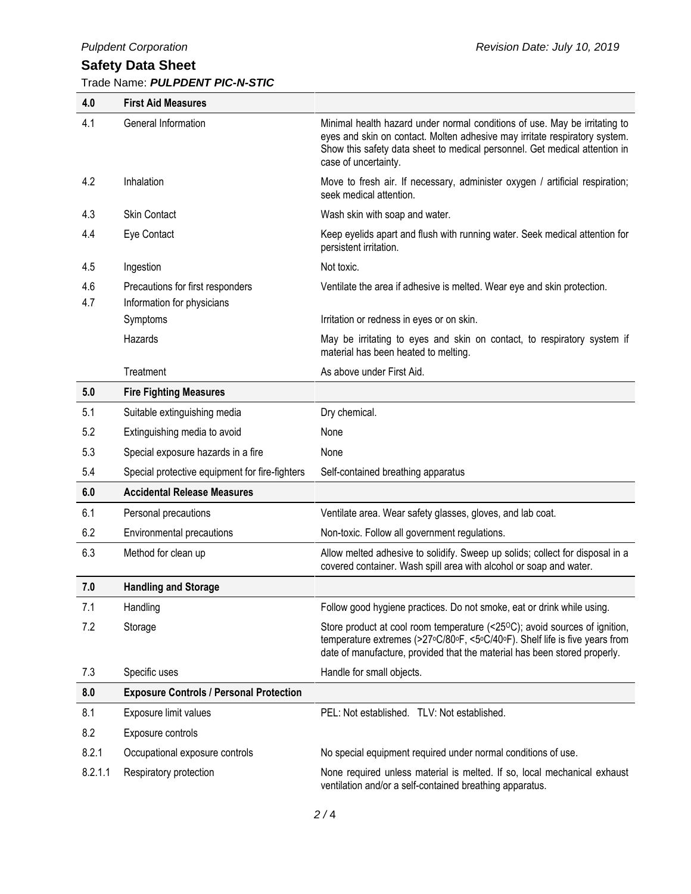## Safety Data Sheet

Trade Name: ***PULPDENT PIC-N-STIC***

| | | |
|---|---|---|
| **4.0** | **First Aid Measures** | |
| 4.1 | General Information | Minimal health hazard under normal conditions of use. May be irritating to eyes and skin on contact. Molten adhesive may irritate respiratory system. Show this safety data sheet to medical personnel. Get medical attention in case of uncertainty. |
| 4.2 | Inhalation | Move to fresh air. If necessary, administer oxygen / artificial respiration; seek medical attention. |
| 4.3 | Skin Contact | Wash skin with soap and water. |
| 4.4 | Eye Contact | Keep eyelids apart and flush with running water. Seek medical attention for persistent irritation. |
| 4.5 | Ingestion | Not toxic. |
| 4.6 | Precautions for first responders | Ventilate the area if adhesive is melted. Wear eye and skin protection. |
| 4.7 | Information for physicians | |
| | Symptoms | Irritation or redness in eyes or on skin. |
| | Hazards | May be irritating to eyes and skin on contact, to respiratory system if material has been heated to melting. |
| | Treatment | As above under First Aid. |
| **5.0** | **Fire Fighting Measures** | |
| 5.1 | Suitable extinguishing media | Dry chemical. |
| 5.2 | Extinguishing media to avoid | None |
| 5.3 | Special exposure hazards in a fire | None |
| 5.4 | Special protective equipment for fire-fighters | Self-contained breathing apparatus |
| **6.0** | **Accidental Release Measures** | |
| 6.1 | Personal precautions | Ventilate area. Wear safety glasses, gloves, and lab coat. |
| 6.2 | Environmental precautions | Non-toxic. Follow all government regulations. |
| 6.3 | Method for clean up | Allow melted adhesive to solidify. Sweep up solids; collect for disposal in a covered container. Wash spill area with alcohol or soap and water. |
| **7.0** | **Handling and Storage** | |
| 7.1 | Handling | Follow good hygiene practices. Do not smoke, eat or drink while using. |
| 7.2 | Storage | Store product at cool room temperature (<25°C); avoid sources of ignition, temperature extremes (>27°C/80°F, <5°C/40°F). Shelf life is five years from date of manufacture, provided that the material has been stored properly. |
| 7.3 | Specific uses | Handle for small objects. |
| **8.0** | **Exposure Controls / Personal Protection** | |
| 8.1 | Exposure limit values | PEL: Not established. TLV: Not established. |
| 8.2 | Exposure controls | |
| 8.2.1 | Occupational exposure controls | No special equipment required under normal conditions of use. |
| 8.2.1.1 | Respiratory protection | None required unless material is melted. If so, local mechanical exhaust ventilation and/or a self-contained breathing apparatus. |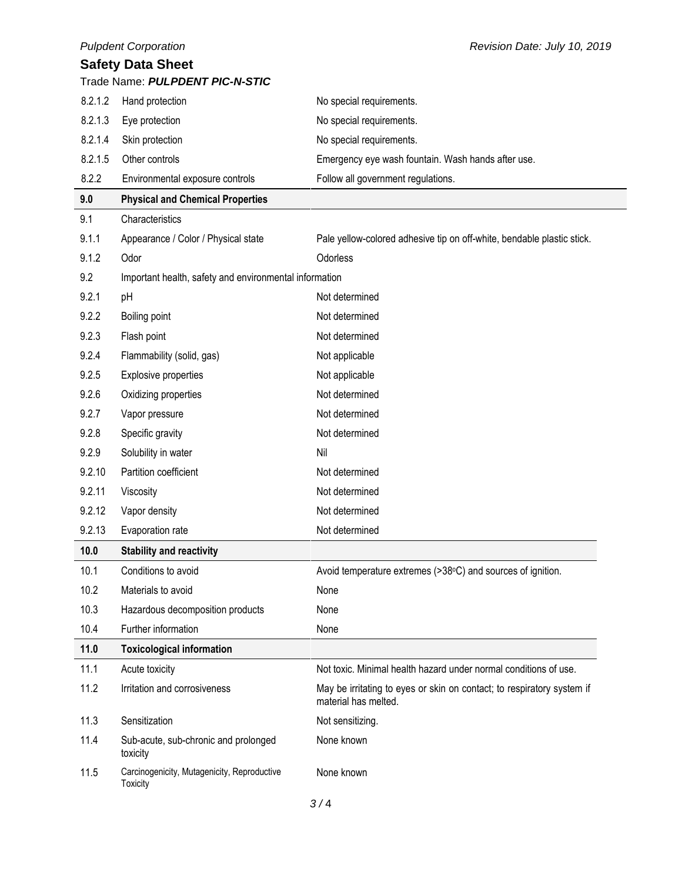| | | |
|---|---|---|
| 8.2.1.2 | Hand protection | No special requirements. |
| 8.2.1.3 | Eye protection | No special requirements. |
| 8.2.1.4 | Skin protection | No special requirements. |
| 8.2.1.5 | Other controls | Emergency eye wash fountain. Wash hands after use. |
| 8.2.2 | Environmental exposure controls | Follow all government regulations. |

| **9.0** | **Physical and Chemical Properties** | |
|---|---|---|
| 9.1 | Characteristics | |
| 9.1.1 | Appearance / Color / Physical state | Pale yellow-colored adhesive tip on off-white, bendable plastic stick. |
| 9.1.2 | Odor | Odorless |
| 9.2 | Important health, safety and environmental information | |
| 9.2.1 | pH | Not determined |
| 9.2.2 | Boiling point | Not determined |
| 9.2.3 | Flash point | Not determined |
| 9.2.4 | Flammability (solid, gas) | Not applicable |
| 9.2.5 | Explosive properties | Not applicable |
| 9.2.6 | Oxidizing properties | Not determined |
| 9.2.7 | Vapor pressure | Not determined |
| 9.2.8 | Specific gravity | Not determined |
| 9.2.9 | Solubility in water | Nil |
| 9.2.10 | Partition coefficient | Not determined |
| 9.2.11 | Viscosity | Not determined |
| 9.2.12 | Vapor density | Not determined |
| 9.2.13 | Evaporation rate | Not determined |

| **10.0** | **Stability and reactivity** | |
|---|---|---|
| 10.1 | Conditions to avoid | Avoid temperature extremes (>38°C) and sources of ignition. |
| 10.2 | Materials to avoid | None |
| 10.3 | Hazardous decomposition products | None |
| 10.4 | Further information | None |

| **11.0** | **Toxicological information** | |
|---|---|---|
| 11.1 | Acute toxicity | Not toxic. Minimal health hazard under normal conditions of use. |
| 11.2 | Irritation and corrosiveness | May be irritating to eyes or skin on contact; to respiratory system if material has melted. |
| 11.3 | Sensitization | Not sensitizing. |
| 11.4 | Sub-acute, sub-chronic and prolonged toxicity | None known |
| 11.5 | Carcinogenicity, Mutagenicity, Reproductive Toxicity | None known |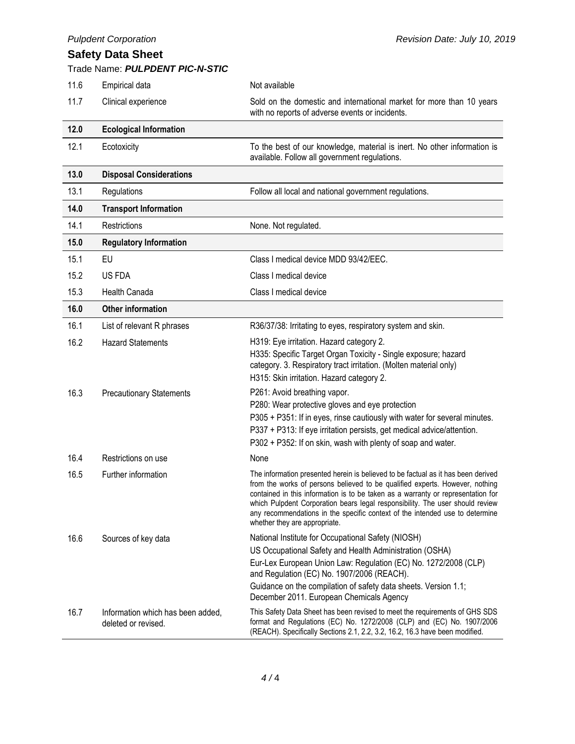| | | |
|---|---|---|
| 11.6 | Empirical data | Not available |
| 11.7 | Clinical experience | Sold on the domestic and international market for more than 10 years with no reports of adverse events or incidents. |
| **12.0** | **Ecological Information** | |
| 12.1 | Ecotoxicity | To the best of our knowledge, material is inert. No other information is available. Follow all government regulations. |
| **13.0** | **Disposal Considerations** | |
| 13.1 | Regulations | Follow all local and national government regulations. |
| **14.0** | **Transport Information** | |
| 14.1 | Restrictions | None. Not regulated. |
| **15.0** | **Regulatory Information** | |
| 15.1 | EU | Class I medical device MDD 93/42/EEC. |
| 15.2 | US FDA | Class I medical device |
| 15.3 | Health Canada | Class I medical device |
| **16.0** | **Other information** | |
| 16.1 | List of relevant R phrases | R36/37/38: Irritating to eyes, respiratory system and skin. |
| 16.2 | Hazard Statements | H319: Eye irritation. Hazard category 2.<br>H335: Specific Target Organ Toxicity - Single exposure; hazard category. 3. Respiratory tract irritation. (Molten material only)<br>H315: Skin irritation. Hazard category 2. |
| 16.3 | Precautionary Statements | P261: Avoid breathing vapor.<br>P280: Wear protective gloves and eye protection<br>P305 + P351: If in eyes, rinse cautiously with water for several minutes.<br>P337 + P313: If eye irritation persists, get medical advice/attention.<br>P302 + P352: If on skin, wash with plenty of soap and water. |
| 16.4 | Restrictions on use | None |
| 16.5 | Further information | The information presented herein is believed to be factual as it has been derived from the works of persons believed to be qualified experts. However, nothing contained in this information is to be taken as a warranty or representation for which Pulpdent Corporation bears legal responsibility. The user should review any recommendations in the specific context of the intended use to determine whether they are appropriate. |
| 16.6 | Sources of key data | National Institute for Occupational Safety (NIOSH)<br>US Occupational Safety and Health Administration (OSHA)<br>Eur-Lex European Union Law: Regulation (EC) No. 1272/2008 (CLP) and Regulation (EC) No. 1907/2006 (REACH).<br>Guidance on the compilation of safety data sheets. Version 1.1; December 2011. European Chemicals Agency |
| 16.7 | Information which has been added, deleted or revised. | This Safety Data Sheet has been revised to meet the requirements of GHS SDS format and Regulations (EC) No. 1272/2008 (CLP) and (EC) No. 1907/2006 (REACH). Specifically Sections 2.1, 2.2, 3.2, 16.2, 16.3 have been modified. |